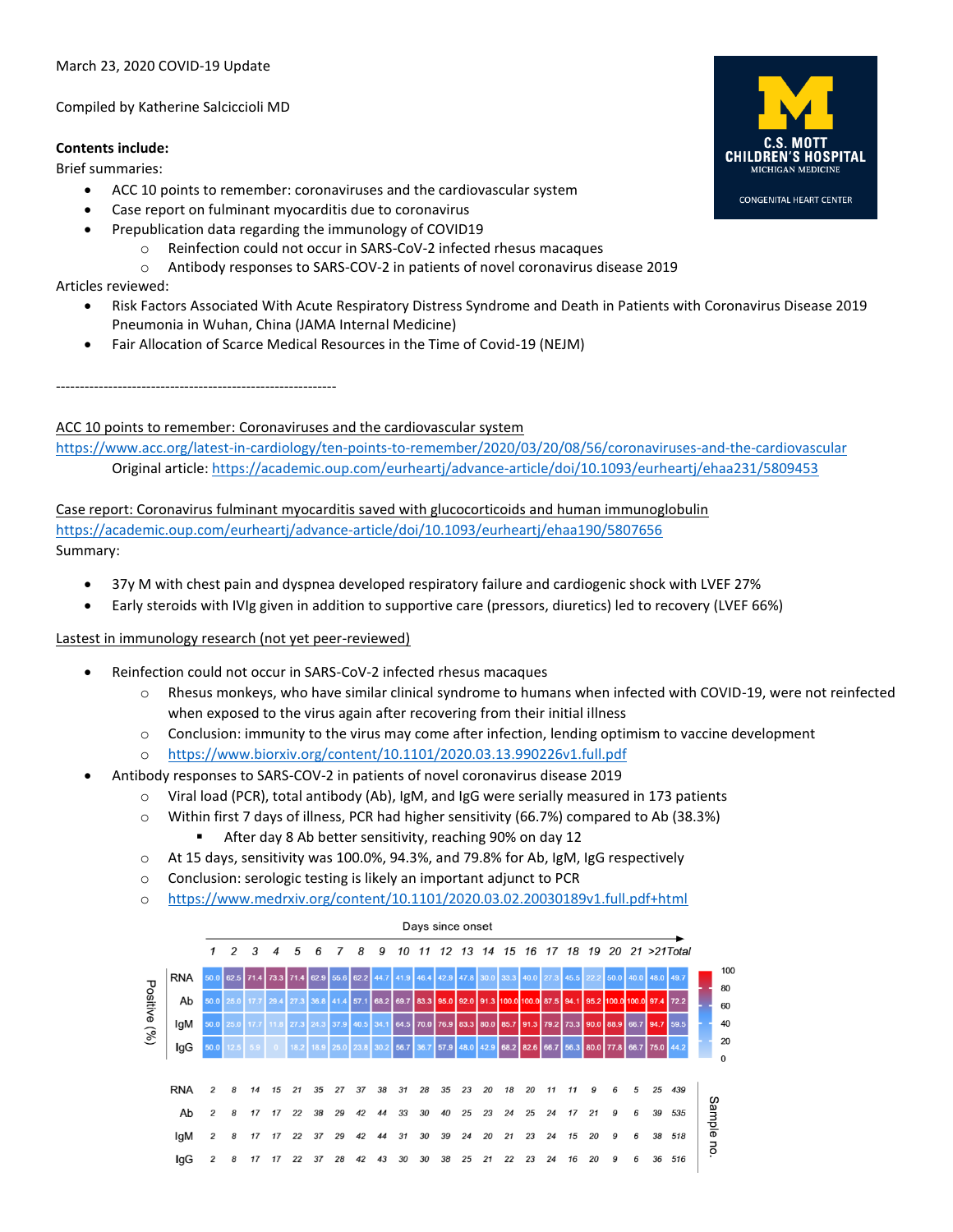March 23, 2020 COVID-19 Update

Compiled by Katherine Salcicciolo MD

C.S. MOTT CHILDREN'S HOSPITAL
MICHIGAN MEDICINE
CONGENITAL HEART CENTER

**Contents include:**

Brief summaries:

- ACC 10 points to remember: coronaviruses and the cardiovascular system
- Case report on fulminant myocarditis due to coronavirus
- Prepublication data regarding the immunology of COVID19
  - Reinfection could not occur in SARS-CoV-2 infected rhesus macaques
  - Antibody responses to SARS-COV-2 in patients of novel coronavirus disease 2019

Articles reviewed:

- Risk Factors Associated With Acute Respiratory Distress Syndrome and Death in Patients with Coronavirus Disease 2019 Pneumonia in Wuhan, China (JAMA Internal Medicine)
- Fair Allocation of Scarce Medical Resources in the Time of Covid-19 (NEJM)

-----------------------------------------------------------

ACC 10 points to remember: Coronaviruses and the cardiovascular system
https://www.acc.org/latest-in-cardiology/ten-points-to-remember/2020/03/20/08/56/coronaviruses-and-the-cardiovascular
Original article: https://academic.oup.com/eurheartj/advance-article/doi/10.1093/eurheartj/ehaa231/5809453

Case report: Coronavirus fulminant myocarditis saved with glucocorticoids and human immunoglobulin
https://academic.oup.com/eurheartj/advance-article/doi/10.1093/eurheartj/ehaa190/5807656
Summary:

- 37y M with chest pain and dyspnea developed respiratory failure and cardiogenic shock with LVEF 27%
- Early steroids with IVIg given in addition to supportive care (pressors, diuretics) led to recovery (LVEF 66%)

Lastest in immunology research (not yet peer-reviewed)

- Reinfection could not occur in SARS-CoV-2 infected rhesus macaques
  - Rhesus monkeys, who have similar clinical syndrome to humans when infected with COVID-19, were not reinfected when exposed to the virus again after recovering from their initial illness
  - Conclusion: immunity to the virus may come after infection, lending optimism to vaccine development
  - https://www.biorxiv.org/content/10.1101/2020.03.13.990226v1.full.pdf
- Antibody responses to SARS-COV-2 in patients of novel coronavirus disease 2019
  - Viral load (PCR), total antibody (Ab), IgM, and IgG were serially measured in 173 patients
  - Within first 7 days of illness, PCR had higher sensitivity (66.7%) compared to Ab (38.3%)
    - After day 8 Ab better sensitivity, reaching 90% on day 12
  - At 15 days, sensitivity was 100.0%, 94.3%, and 79.8% for Ab, IgM, IgG respectively
  - Conclusion: serologic testing is likely an important adjunct to PCR
  - https://www.medrxiv.org/content/10.1101/2020.03.02.20030189v1.full.pdf+html

Days since onset — Positive (%)

| | 1 | 2 | 3 | 4 | 5 | 6 | 7 | 8 | 9 | 10 | 11 | 12 | 13 | 14 | 15 | 16 | 17 | 18 | 19 | 20 | 21 | >21 | Total |
|---|---|---|---|---|---|---|---|---|---|---|---|---|---|---|---|---|---|---|---|---|---|---|---|
| RNA | 50.0 | 62.5 | 71.4 | 73.3 | 71.4 | 62.9 | 55.6 | 62.2 | 44.7 | 41.9 | 46.4 | 42.9 | 47.8 | 30.0 | 33.3 | 40.0 | 27.3 | 45.5 | 22.2 | 50.0 | 40.0 | 48.0 | 49.7 |
| Ab | 50.0 | 25.0 | 17.7 | 29.4 | 27.3 | 36.8 | 41.4 | 57.1 | 68.2 | 69.7 | 83.3 | 95.0 | 92.0 | 91.3 | 100.0 | 100.0 | 87.5 | 94.1 | 95.2 | 100.0 | 100.0 | 97.4 | 72.2 |
| IgM | 50.0 | 25.0 | 17.7 | 11.8 | 27.3 | 24.3 | 37.9 | 40.5 | 34.1 | 64.5 | 70.0 | 76.9 | 83.3 | 80.0 | 85.7 | 91.3 | 79.2 | 73.3 | 90.0 | 88.9 | 66.7 | 94.7 | 59.5 |
| IgG | 50.0 | 12.5 | 5.9 | 0 | 18.2 | 18.9 | 25.0 | 23.8 | 30.2 | 56.7 | 36.7 | 57.9 | 48.0 | 42.9 | 68.2 | 82.6 | 66.7 | 56.3 | 80.0 | 77.8 | 66.7 | 75.0 | 44.2 |

Sample no.

| | 1 | 2 | 3 | 4 | 5 | 6 | 7 | 8 | 9 | 10 | 11 | 12 | 13 | 14 | 15 | 16 | 17 | 18 | 19 | 20 | 21 | >21 | Total |
|---|---|---|---|---|---|---|---|---|---|---|---|---|---|---|---|---|---|---|---|---|---|---|---|
| RNA | 2 | 8 | 14 | 15 | 21 | 35 | 27 | 37 | 38 | 31 | 28 | 35 | 23 | 20 | 18 | 20 | 11 | 11 | 9 | 6 | 5 | 25 | 439 |
| Ab | 2 | 8 | 17 | 17 | 22 | 38 | 29 | 42 | 44 | 33 | 30 | 40 | 25 | 23 | 24 | 25 | 24 | 17 | 21 | 9 | 6 | 39 | 535 |
| IgM | 2 | 8 | 17 | 17 | 22 | 37 | 29 | 42 | 44 | 31 | 30 | 39 | 24 | 20 | 21 | 23 | 24 | 15 | 20 | 9 | 6 | 38 | 518 |
| IgG | 2 | 8 | 17 | 17 | 22 | 37 | 28 | 42 | 43 | 30 | 30 | 38 | 25 | 21 | 22 | 23 | 24 | 16 | 20 | 9 | 6 | 36 | 516 |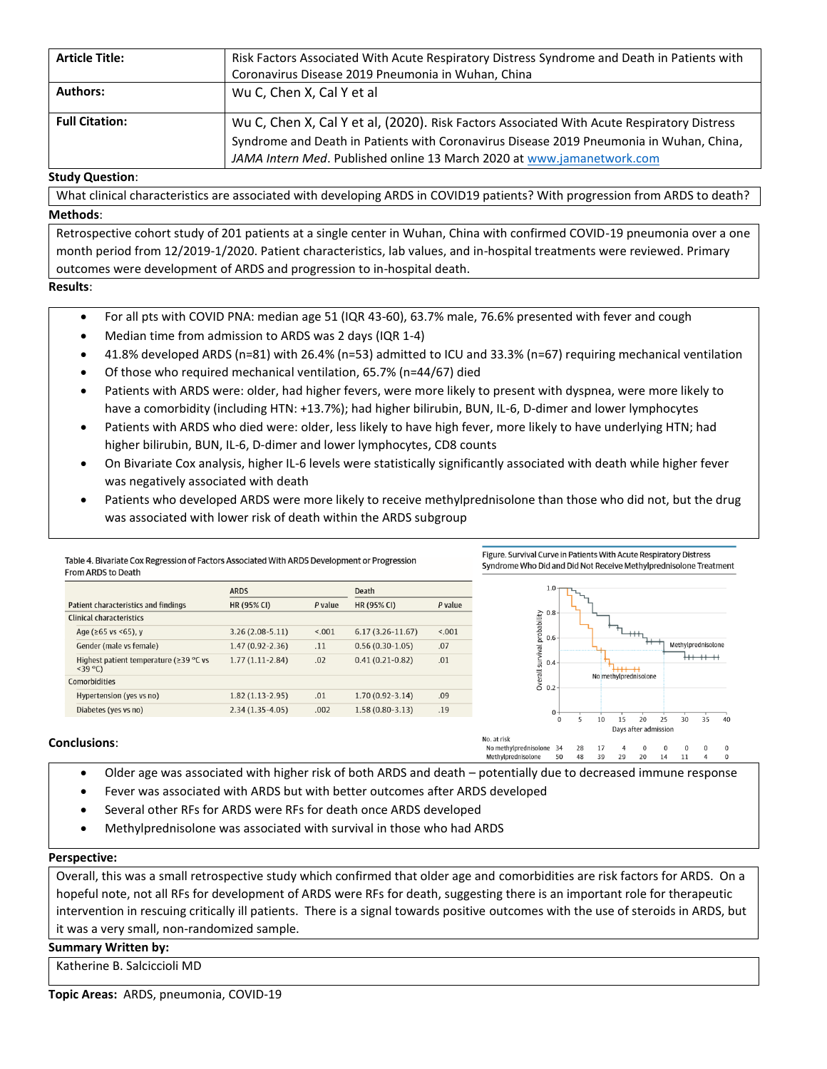| **Article Title:** | Risk Factors Associated With Acute Respiratory Distress Syndrome and Death in Patients with Coronavirus Disease 2019 Pneumonia in Wuhan, China |
|---|---|
| **Authors:** | Wu C, Chen X, Cal Y et al |
| **Full Citation:** | Wu C, Chen X, Cal Y et al, (2020). Risk Factors Associated With Acute Respiratory Distress Syndrome and Death in Patients with Coronavirus Disease 2019 Pneumonia in Wuhan, China, *JAMA Intern Med*. Published online 13 March 2020 at www.jamanetwork.com |

**Study Question**:

What clinical characteristics are associated with developing ARDS in COVID19 patients? With progression from ARDS to death?

**Methods**:

Retrospective cohort study of 201 patients at a single center in Wuhan, China with confirmed COVID-19 pneumonia over a one month period from 12/2019-1/2020. Patient characteristics, lab values, and in-hospital treatments were reviewed. Primary outcomes were development of ARDS and progression to in-hospital death.

**Results**:

- For all pts with COVID PNA: median age 51 (IQR 43-60), 63.7% male, 76.6% presented with fever and cough
- Median time from admission to ARDS was 2 days (IQR 1-4)
- 41.8% developed ARDS (n=81) with 26.4% (n=53) admitted to ICU and 33.3% (n=67) requiring mechanical ventilation
- Of those who required mechanical ventilation, 65.7% (n=44/67) died
- Patients with ARDS were: older, had higher fevers, were more likely to present with dyspnea, were more likely to have a comorbidity (including HTN: +13.7%); had higher bilirubin, BUN, IL-6, D-dimer and lower lymphocytes
- Patients with ARDS who died were: older, less likely to have high fever, more likely to have underlying HTN; had higher bilirubin, BUN, IL-6, D-dimer and lower lymphocytes, CD8 counts
- On Bivariate Cox analysis, higher IL-6 levels were statistically significantly associated with death while higher fever was negatively associated with death
- Patients who developed ARDS were more likely to receive methylprednisolone than those who did not, but the drug was associated with lower risk of death within the ARDS subgroup

Table 4. Bivariate Cox Regression of Factors Associated With ARDS Development or Progression From ARDS to Death

| Patient characteristics and findings | ARDS HR (95% CI) | ARDS *P* value | Death HR (95% CI) | Death *P* value |
|---|---|---|---|---|
| Clinical characteristics | | | | |
| Age (≥65 vs <65), y | 3.26 (2.08-5.11) | <.001 | 6.17 (3.26-11.67) | <.001 |
| Gender (male vs female) | 1.47 (0.92-2.36) | .11 | 0.56 (0.30-1.05) | .07 |
| Highest patient temperature (≥39 °C vs <39 °C) | 1.77 (1.11-2.84) | .02 | 0.41 (0.21-0.82) | .01 |
| Comorbidities | | | | |
| Hypertension (yes vs no) | 1.82 (1.13-2.95) | .01 | 1.70 (0.92-3.14) | .09 |
| Diabetes (yes vs no) | 2.34 (1.35-4.05) | .002 | 1.58 (0.80-3.13) | .19 |

Figure. Survival Curve in Patients With Acute Respiratory Distress Syndrome Who Did and Did Not Receive Methylprednisolone Treatment

| No. at risk | 0 | 5 | 10 | 15 | 20 | 25 | 30 | 35 | 40 |
|---|---|---|---|---|---|---|---|---|---|
| No methylprednisolone | 34 | 28 | 17 | 4 | 0 | 0 | 0 | 0 | 0 |
| Methylprednisolone | 50 | 48 | 39 | 29 | 20 | 14 | 11 | 4 | 0 |

**Conclusions**:

- Older age was associated with higher risk of both ARDS and death – potentially due to decreased immune response
- Fever was associated with ARDS but with better outcomes after ARDS developed
- Several other RFs for ARDS were RFs for death once ARDS developed
- Methylprednisolone was associated with survival in those who had ARDS

**Perspective:**

Overall, this was a small retrospective study which confirmed that older age and comorbidities are risk factors for ARDS. On a hopeful note, not all RFs for development of ARDS were RFs for death, suggesting there is an important role for therapeutic intervention in rescuing critically ill patients. There is a signal towards positive outcomes with the use of steroids in ARDS, but it was a very small, non-randomized sample.

**Summary Written by:**

Katherine B. Salciccioli MD

**Topic Areas:** ARDS, pneumonia, COVID-19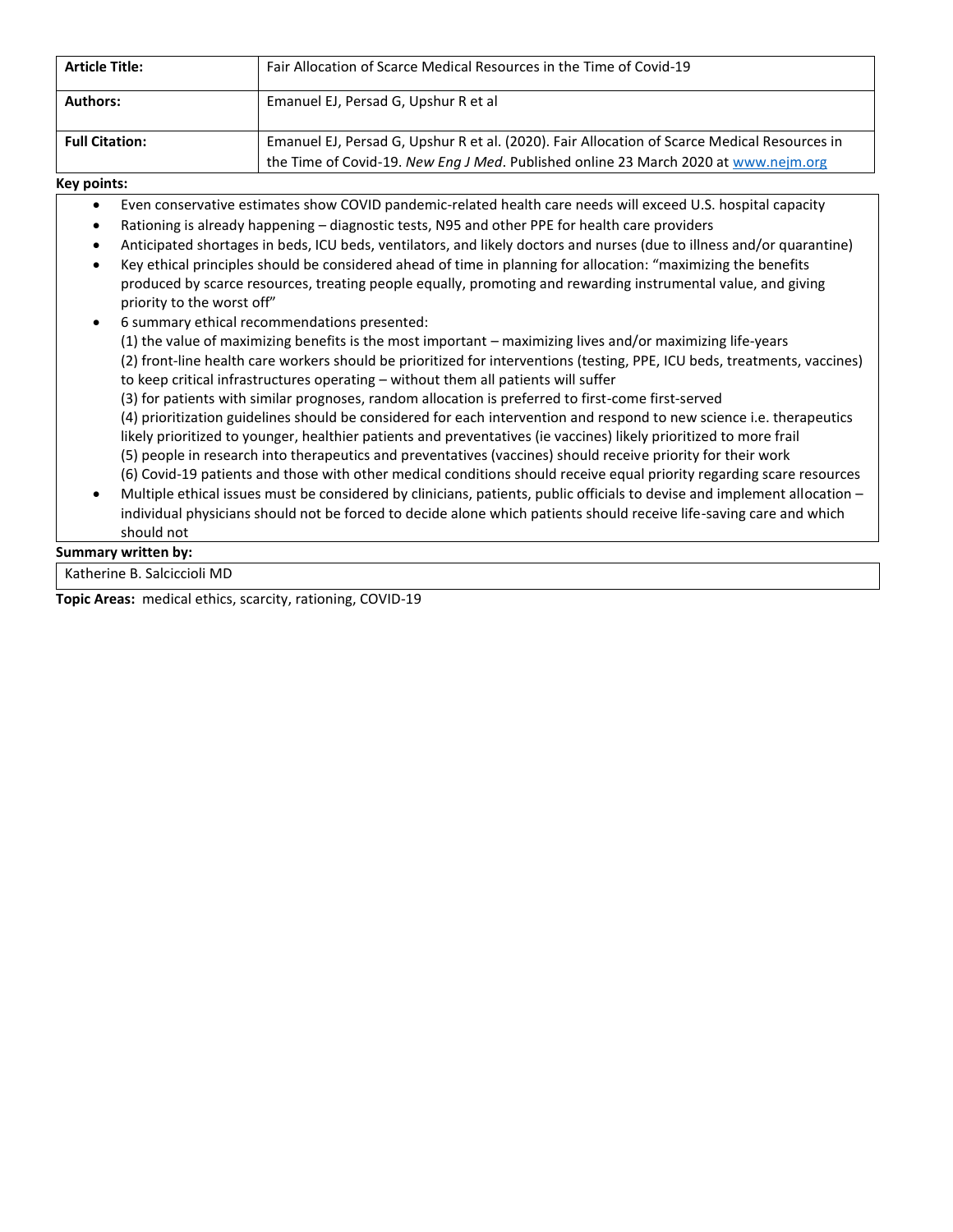| | |
|---|---|
| **Article Title:** | Fair Allocation of Scarce Medical Resources in the Time of Covid-19 |
| **Authors:** | Emanuel EJ, Persad G, Upshur R et al |
| **Full Citation:** | Emanuel EJ, Persad G, Upshur R et al. (2020). Fair Allocation of Scarce Medical Resources in the Time of Covid-19. *New Eng J Med*. Published online 23 March 2020 at www.nejm.org |

**Key points:**

- Even conservative estimates show COVID pandemic-related health care needs will exceed U.S. hospital capacity
- Rationing is already happening – diagnostic tests, N95 and other PPE for health care providers
- Anticipated shortages in beds, ICU beds, ventilators, and likely doctors and nurses (due to illness and/or quarantine)
- Key ethical principles should be considered ahead of time in planning for allocation: "maximizing the benefits produced by scarce resources, treating people equally, promoting and rewarding instrumental value, and giving priority to the worst off"
- 6 summary ethical recommendations presented:
  (1) the value of maximizing benefits is the most important – maximizing lives and/or maximizing life-years
  (2) front-line health care workers should be prioritized for interventions (testing, PPE, ICU beds, treatments, vaccines) to keep critical infrastructures operating – without them all patients will suffer
  (3) for patients with similar prognoses, random allocation is preferred to first-come first-served
  (4) prioritization guidelines should be considered for each intervention and respond to new science i.e. therapeutics likely prioritized to younger, healthier patients and preventatives (ie vaccines) likely prioritized to more frail
  (5) people in research into therapeutics and preventatives (vaccines) should receive priority for their work
  (6) Covid-19 patients and those with other medical conditions should receive equal priority regarding scare resources
- Multiple ethical issues must be considered by clinicians, patients, public officials to devise and implement allocation – individual physicians should not be forced to decide alone which patients should receive life-saving care and which should not

**Summary written by:**

Katherine B. Salciccioli MD

**Topic Areas:** medical ethics, scarcity, rationing, COVID-19